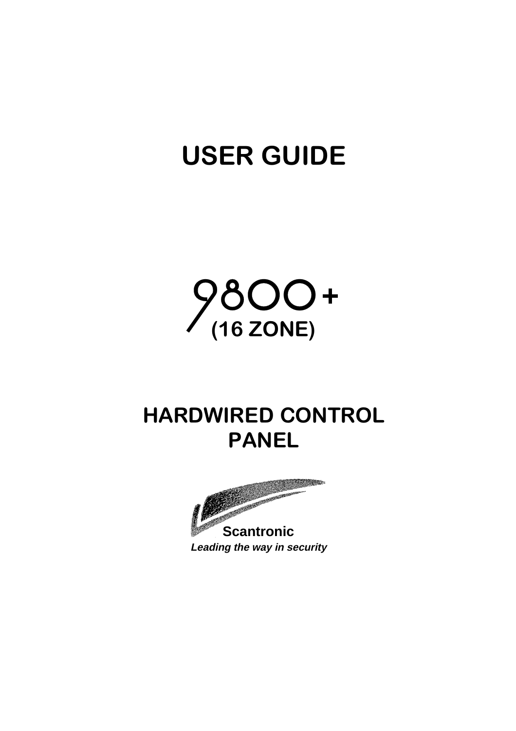# USER GUIDE

# 9800+

## (16 ZONE)

# HARDWIRED CONTROL PANEL

**Scantronic**

***Leading the way in security***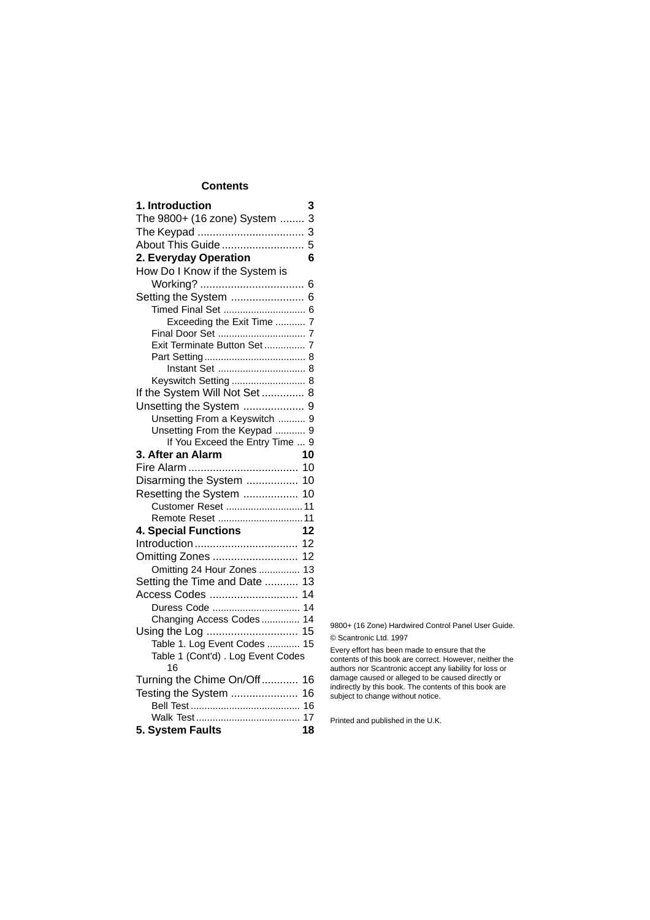## Contents

**1. Introduction** 3
The 9800+ (16 zone) System ........ 3
The Keypad .................................. 3
About This Guide ........................... 5
**2. Everyday Operation** 6
How Do I Know if the System is Working? .................................. 6
Setting the System ........................ 6
- Timed Final Set .............................. 6
  - Exceeding the Exit Time ........... 7
- Final Door Set ................................ 7
- Exit Terminate Button Set ............... 7
- Part Setting ..................................... 8
  - Instant Set ................................ 8
- Keyswitch Setting ........................... 8

If the System Will Not Set ............. 8
Unsetting the System .................... 9
- Unsetting From a Keyswitch .......... 9
- Unsetting From the Keypad ........... 9
  - If You Exceed the Entry Time ... 9

**3. After an Alarm** 10
Fire Alarm .................................... 10
Disarming the System ................. 10
Resetting the System .................. 10
- Customer Reset ............................ 11
- Remote Reset ............................... 11

**4. Special Functions** 12
Introduction .................................. 12
Omitting Zones ............................ 12
- Omitting 24 Hour Zones ............... 13

Setting the Time and Date ........... 13
Access Codes ............................. 14
- Duress Code ................................ 14
- Changing Access Codes ............. 14

Using the Log .............................. 15
- Table 1. Log Event Codes ............ 15
- Table 1 (Cont'd) . Log Event Codes 16

Turning the Chime On/Off ............ 16
Testing the System ...................... 16
- Bell Test ........................................ 16
- Walk Test ...................................... 17

**5. System Faults** 18

9800+ (16 Zone) Hardwired Control Panel User Guide.

© Scantronic Ltd. 1997

Every effort has been made to ensure that the contents of this book are correct. However, neither the authors nor Scantronic accept any liability for loss or damage caused or alleged to be caused directly or indirectly by this book. The contents of this book are subject to change without notice.

Printed and published in the U.K.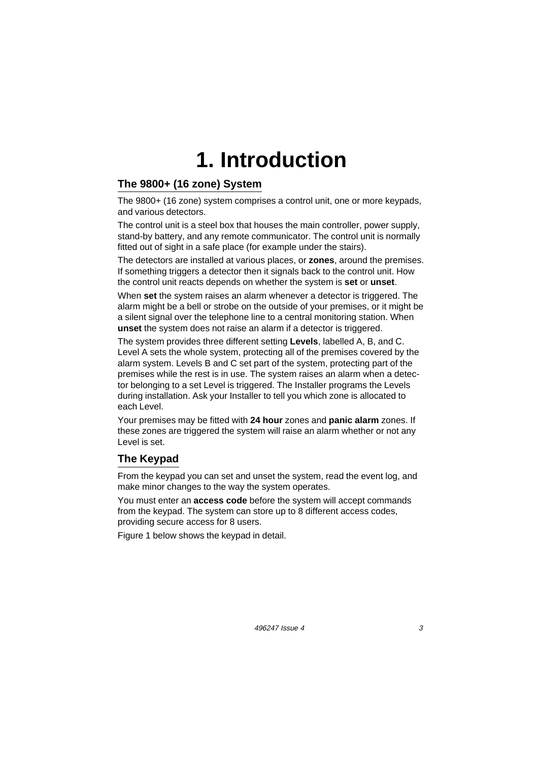# 1. Introduction

## The 9800+ (16 zone) System

The 9800+ (16 zone) system comprises a control unit, one or more keypads, and various detectors.

The control unit is a steel box that houses the main controller, power supply, stand-by battery, and any remote communicator. The control unit is normally fitted out of sight in a safe place (for example under the stairs).

The detectors are installed at various places, or **zones**, around the premises. If something triggers a detector then it signals back to the control unit. How the control unit reacts depends on whether the system is **set** or **unset**.

When **set** the system raises an alarm whenever a detector is triggered. The alarm might be a bell or strobe on the outside of your premises, or it might be a silent signal over the telephone line to a central monitoring station. When **unset** the system does not raise an alarm if a detector is triggered.

The system provides three different setting **Levels**, labelled A, B, and C. Level A sets the whole system, protecting all of the premises covered by the alarm system. Levels B and C set part of the system, protecting part of the premises while the rest is in use. The system raises an alarm when a detector belonging to a set Level is triggered. The Installer programs the Levels during installation. Ask your Installer to tell you which zone is allocated to each Level.

Your premises may be fitted with **24 hour** zones and **panic alarm** zones. If these zones are triggered the system will raise an alarm whether or not any Level is set.

## The Keypad

From the keypad you can set and unset the system, read the event log, and make minor changes to the way the system operates.

You must enter an **access code** before the system will accept commands from the keypad. The system can store up to 8 different access codes, providing secure access for 8 users.

Figure 1 below shows the keypad in detail.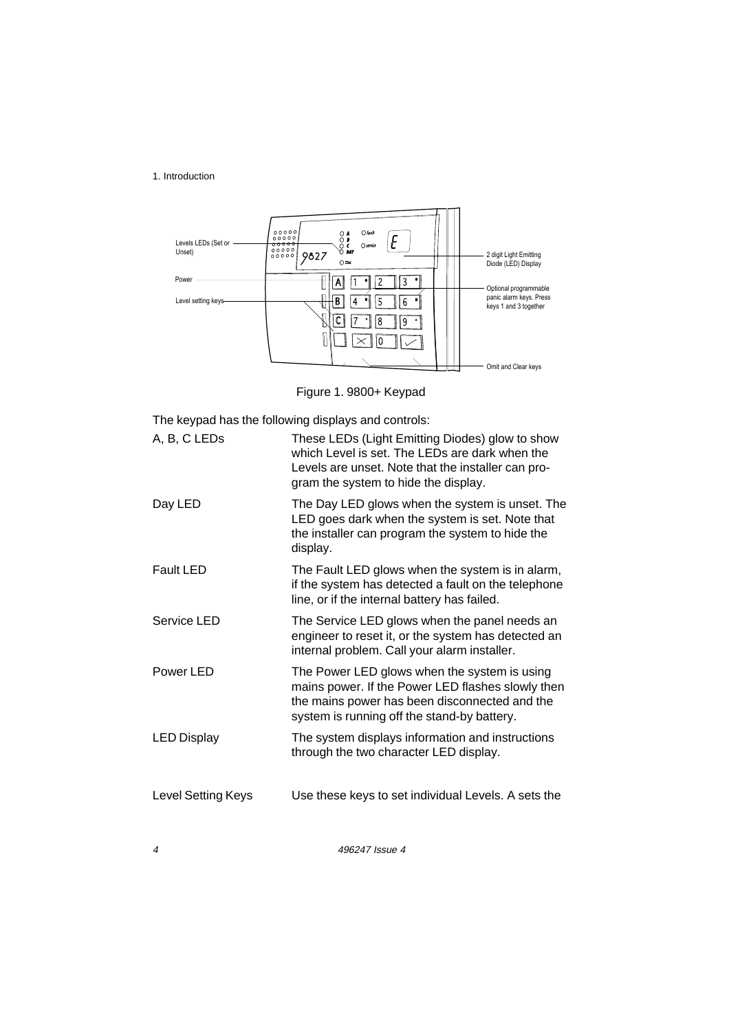Figure 1. 9800+ Keypad

The keypad has the following displays and controls:

| | |
|---|---|
| A, B, C LEDs | These LEDs (Light Emitting Diodes) glow to show which Level is set. The LEDs are dark when the Levels are unset. Note that the installer can program the system to hide the display. |
| Day LED | The Day LED glows when the system is unset. The LED goes dark when the system is set. Note that the installer can program the system to hide the display. |
| Fault LED | The Fault LED glows when the system is in alarm, if the system has detected a fault on the telephone line, or if the internal battery has failed. |
| Service LED | The Service LED glows when the panel needs an engineer to reset it, or the system has detected an internal problem. Call your alarm installer. |
| Power LED | The Power LED glows when the system is using mains power. If the Power LED flashes slowly then the mains power has been disconnected and the system is running off the stand-by battery. |
| LED Display | The system displays information and instructions through the two character LED display. |
| Level Setting Keys | Use these keys to set individual Levels. A sets the |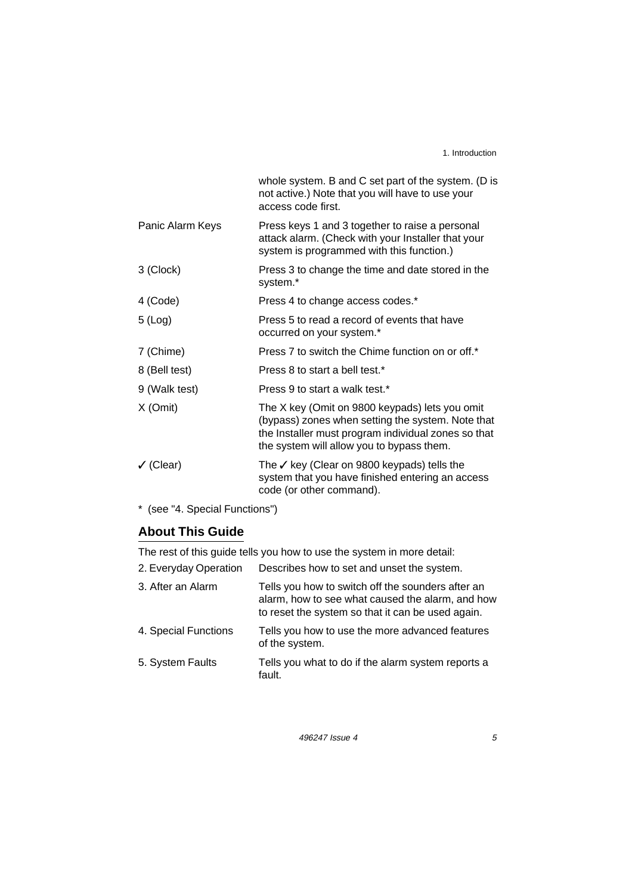| | |
|---|---|
| | whole system. B and C set part of the system. (D is not active.) Note that you will have to use your access code first. |
| Panic Alarm Keys | Press keys 1 and 3 together to raise a personal attack alarm. (Check with your Installer that your system is programmed with this function.) |
| 3 (Clock) | Press 3 to change the time and date stored in the system.* |
| 4 (Code) | Press 4 to change access codes.* |
| 5 (Log) | Press 5 to read a record of events that have occurred on your system.* |
| 7 (Chime) | Press 7 to switch the Chime function on or off.* |
| 8 (Bell test) | Press 8 to start a bell test.* |
| 9 (Walk test) | Press 9 to start a walk test.* |
| X (Omit) | The X key (Omit on 9800 keypads) lets you omit (bypass) zones when setting the system. Note that the Installer must program individual zones so that the system will allow you to bypass them. |
| ✓ (Clear) | The ✓ key (Clear on 9800 keypads) tells the system that you have finished entering an access code (or other command). |

* (see "4. Special Functions")

## About This Guide

The rest of this guide tells you how to use the system in more detail:

| | |
|---|---|
| 2. Everyday Operation | Describes how to set and unset the system. |
| 3. After an Alarm | Tells you how to switch off the sounders after an alarm, how to see what caused the alarm, and how to reset the system so that it can be used again. |
| 4. Special Functions | Tells you how to use the more advanced features of the system. |
| 5. System Faults | Tells you what to do if the alarm system reports a fault. |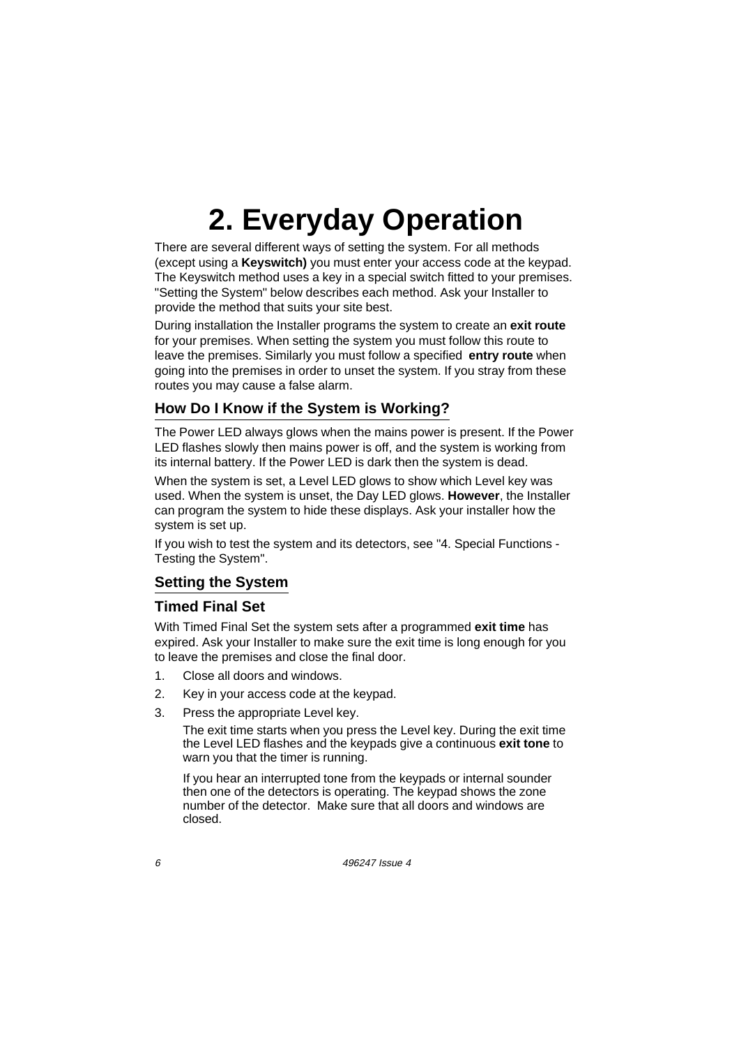# 2. Everyday Operation

There are several different ways of setting the system. For all methods (except using a **Keyswitch)** you must enter your access code at the keypad. The Keyswitch method uses a key in a special switch fitted to your premises. "Setting the System" below describes each method. Ask your Installer to provide the method that suits your site best.

During installation the Installer programs the system to create an **exit route** for your premises. When setting the system you must follow this route to leave the premises. Similarly you must follow a specified **entry route** when going into the premises in order to unset the system. If you stray from these routes you may cause a false alarm.

## How Do I Know if the System is Working?

The Power LED always glows when the mains power is present. If the Power LED flashes slowly then mains power is off, and the system is working from its internal battery. If the Power LED is dark then the system is dead.

When the system is set, a Level LED glows to show which Level key was used. When the system is unset, the Day LED glows. **However**, the Installer can program the system to hide these displays. Ask your installer how the system is set up.

If you wish to test the system and its detectors, see "4. Special Functions - Testing the System".

## Setting the System

### Timed Final Set

With Timed Final Set the system sets after a programmed **exit time** has expired. Ask your Installer to make sure the exit time is long enough for you to leave the premises and close the final door.

1. Close all doors and windows.
2. Key in your access code at the keypad.
3. Press the appropriate Level key.

   The exit time starts when you press the Level key. During the exit time the Level LED flashes and the keypads give a continuous **exit tone** to warn you that the timer is running.

   If you hear an interrupted tone from the keypads or internal sounder then one of the detectors is operating. The keypad shows the zone number of the detector. Make sure that all doors and windows are closed.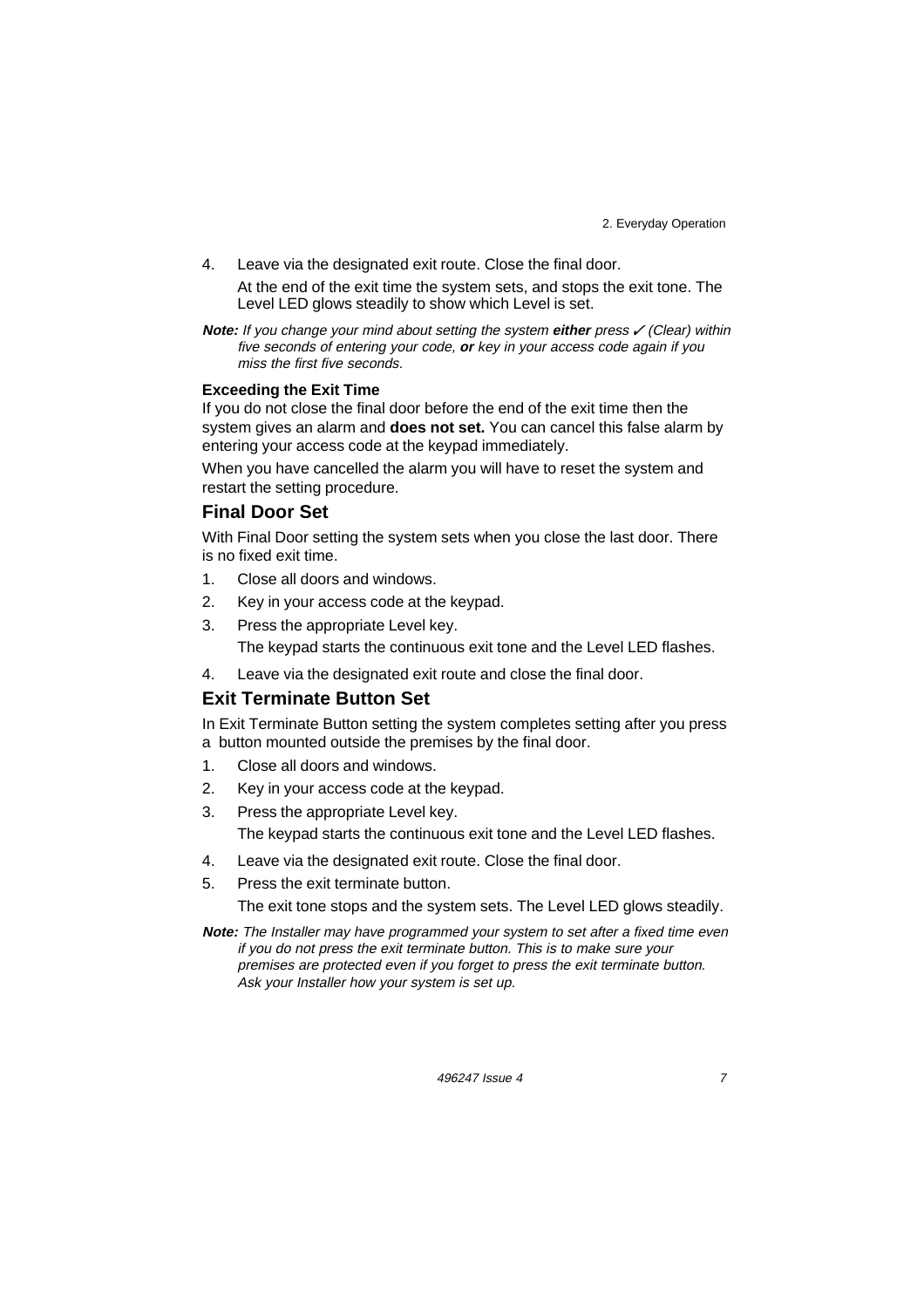4. Leave via the designated exit route. Close the final door.

   At the end of the exit time the system sets, and stops the exit tone. The Level LED glows steadily to show which Level is set.

***Note:*** *If you change your mind about setting the system* ***either*** *press ✓ (Clear) within five seconds of entering your code,* ***or*** *key in your access code again if you miss the first five seconds.*

**Exceeding the Exit Time**

If you do not close the final door before the end of the exit time then the system gives an alarm and **does not set.** You can cancel this false alarm by entering your access code at the keypad immediately.

When you have cancelled the alarm you will have to reset the system and restart the setting procedure.

## Final Door Set

With Final Door setting the system sets when you close the last door. There is no fixed exit time.

1. Close all doors and windows.
2. Key in your access code at the keypad.
3. Press the appropriate Level key.

   The keypad starts the continuous exit tone and the Level LED flashes.

4. Leave via the designated exit route and close the final door.

## Exit Terminate Button Set

In Exit Terminate Button setting the system completes setting after you press a button mounted outside the premises by the final door.

1. Close all doors and windows.
2. Key in your access code at the keypad.
3. Press the appropriate Level key.

   The keypad starts the continuous exit tone and the Level LED flashes.

4. Leave via the designated exit route. Close the final door.
5. Press the exit terminate button.

   The exit tone stops and the system sets. The Level LED glows steadily.

***Note:*** *The Installer may have programmed your system to set after a fixed time even if you do not press the exit terminate button. This is to make sure your premises are protected even if you forget to press the exit terminate button. Ask your Installer how your system is set up.*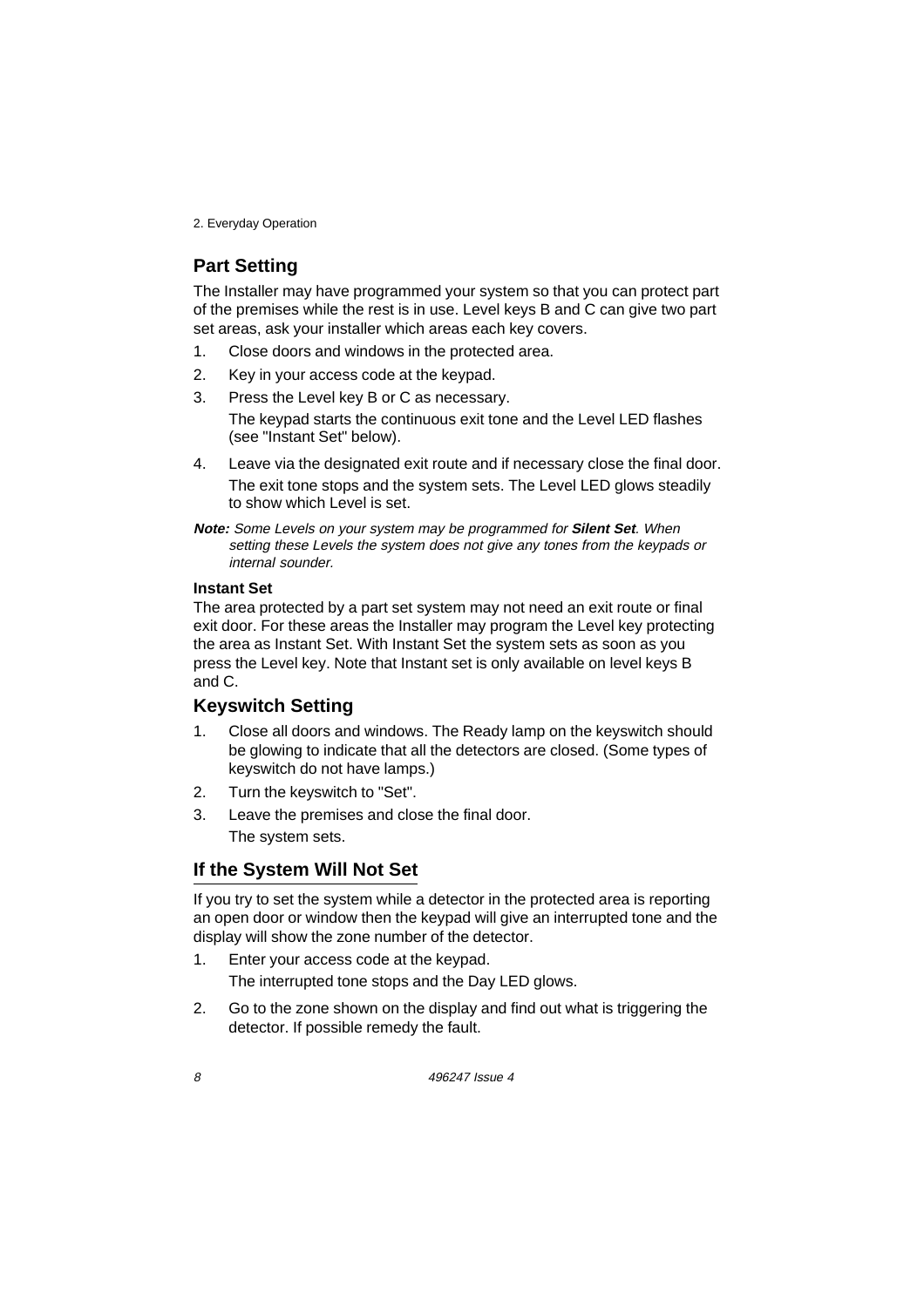## Part Setting

The Installer may have programmed your system so that you can protect part of the premises while the rest is in use. Level keys B and C can give two part set areas, ask your installer which areas each key covers.

1. Close doors and windows in the protected area.
2. Key in your access code at the keypad.
3. Press the Level key B or C as necessary.

   The keypad starts the continuous exit tone and the Level LED flashes (see "Instant Set" below).

4. Leave via the designated exit route and if necessary close the final door.

   The exit tone stops and the system sets. The Level LED glows steadily to show which Level is set.

***Note:*** *Some Levels on your system may be programmed for* ***Silent Set****. When setting these Levels the system does not give any tones from the keypads or internal sounder.*

**Instant Set**

The area protected by a part set system may not need an exit route or final exit door. For these areas the Installer may program the Level key protecting the area as Instant Set. With Instant Set the system sets as soon as you press the Level key. Note that Instant set is only available on level keys B and C.

## Keyswitch Setting

1. Close all doors and windows. The Ready lamp on the keyswitch should be glowing to indicate that all the detectors are closed. (Some types of keyswitch do not have lamps.)
2. Turn the keyswitch to "Set".
3. Leave the premises and close the final door.

   The system sets.

## If the System Will Not Set

If you try to set the system while a detector in the protected area is reporting an open door or window then the keypad will give an interrupted tone and the display will show the zone number of the detector.

1. Enter your access code at the keypad.

   The interrupted tone stops and the Day LED glows.

2. Go to the zone shown on the display and find out what is triggering the detector. If possible remedy the fault.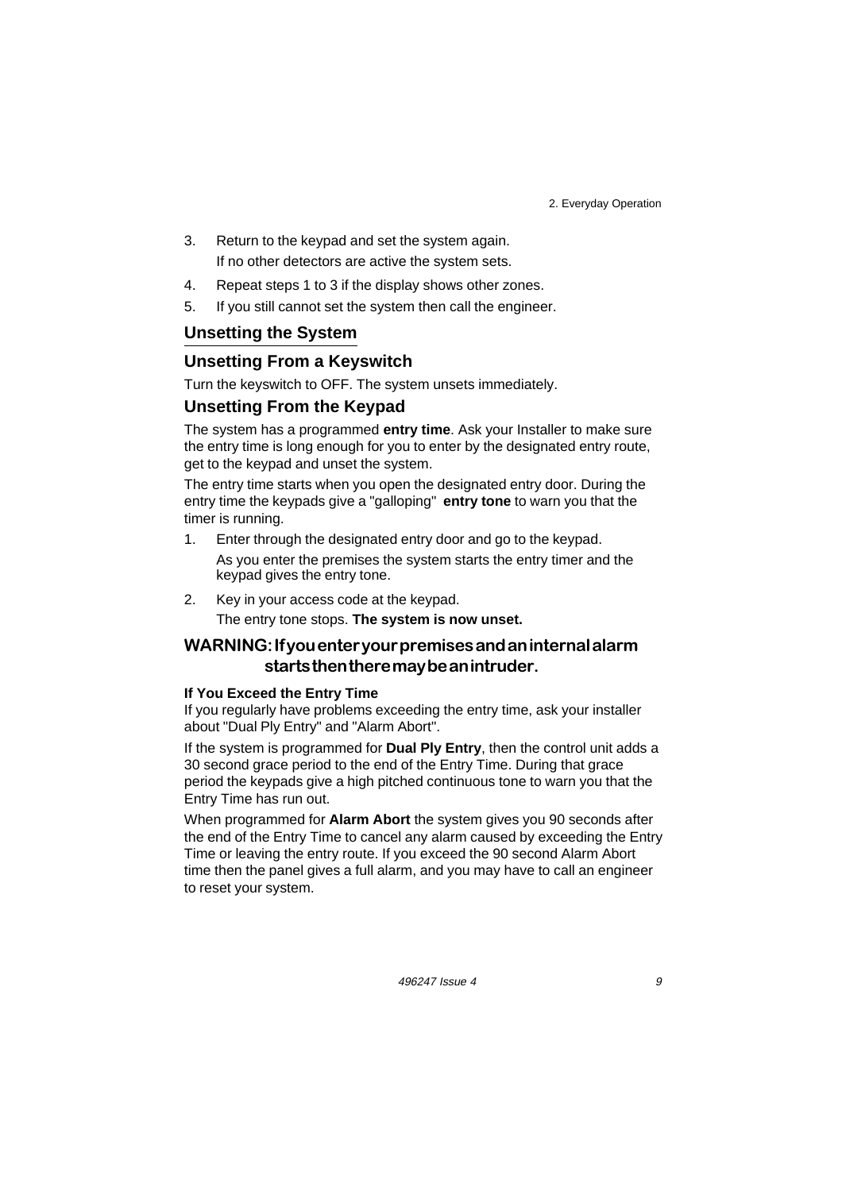3. Return to the keypad and set the system again.

   If no other detectors are active the system sets.

4. Repeat steps 1 to 3 if the display shows other zones.
5. If you still cannot set the system then call the engineer.

## Unsetting the System

### Unsetting From a Keyswitch

Turn the keyswitch to OFF. The system unsets immediately.

### Unsetting From the Keypad

The system has a programmed **entry time**. Ask your Installer to make sure the entry time is long enough for you to enter by the designated entry route, get to the keypad and unset the system.

The entry time starts when you open the designated entry door. During the entry time the keypads give a "galloping" **entry tone** to warn you that the timer is running.

1. Enter through the designated entry door and go to the keypad.

   As you enter the premises the system starts the entry timer and the keypad gives the entry tone.

2. Key in your access code at the keypad.

   The entry tone stops. **The system is now unset.**

**WARNING: If you enter your premises and an internal alarm starts then there may be an intruder.**

#### If You Exceed the Entry Time

If you regularly have problems exceeding the entry time, ask your installer about "Dual Ply Entry" and "Alarm Abort".

If the system is programmed for **Dual Ply Entry**, then the control unit adds a 30 second grace period to the end of the Entry Time. During that grace period the keypads give a high pitched continuous tone to warn you that the Entry Time has run out.

When programmed for **Alarm Abort** the system gives you 90 seconds after the end of the Entry Time to cancel any alarm caused by exceeding the Entry Time or leaving the entry route. If you exceed the 90 second Alarm Abort time then the panel gives a full alarm, and you may have to call an engineer to reset your system.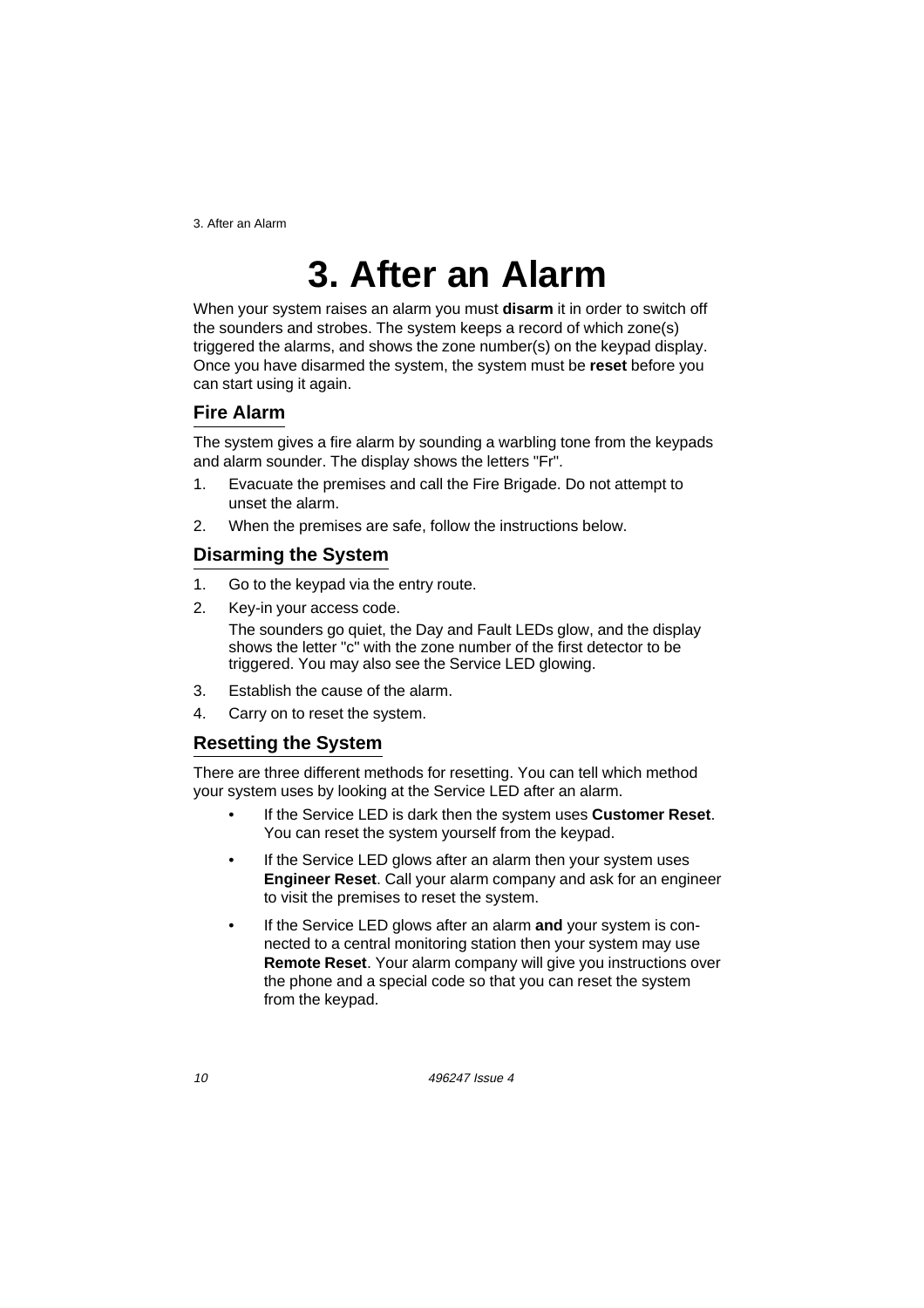# 3. After an Alarm

When your system raises an alarm you must **disarm** it in order to switch off the sounders and strobes. The system keeps a record of which zone(s) triggered the alarms, and shows the zone number(s) on the keypad display. Once you have disarmed the system, the system must be **reset** before you can start using it again.

## Fire Alarm

The system gives a fire alarm by sounding a warbling tone from the keypads and alarm sounder. The display shows the letters "Fr".

1. Evacuate the premises and call the Fire Brigade. Do not attempt to unset the alarm.
2. When the premises are safe, follow the instructions below.

## Disarming the System

1. Go to the keypad via the entry route.
2. Key-in your access code.

   The sounders go quiet, the Day and Fault LEDs glow, and the display shows the letter "c" with the zone number of the first detector to be triggered. You may also see the Service LED glowing.
3. Establish the cause of the alarm.
4. Carry on to reset the system.

## Resetting the System

There are three different methods for resetting. You can tell which method your system uses by looking at the Service LED after an alarm.

- If the Service LED is dark then the system uses **Customer Reset**. You can reset the system yourself from the keypad.
- If the Service LED glows after an alarm then your system uses **Engineer Reset**. Call your alarm company and ask for an engineer to visit the premises to reset the system.
- If the Service LED glows after an alarm **and** your system is connected to a central monitoring station then your system may use **Remote Reset**. Your alarm company will give you instructions over the phone and a special code so that you can reset the system from the keypad.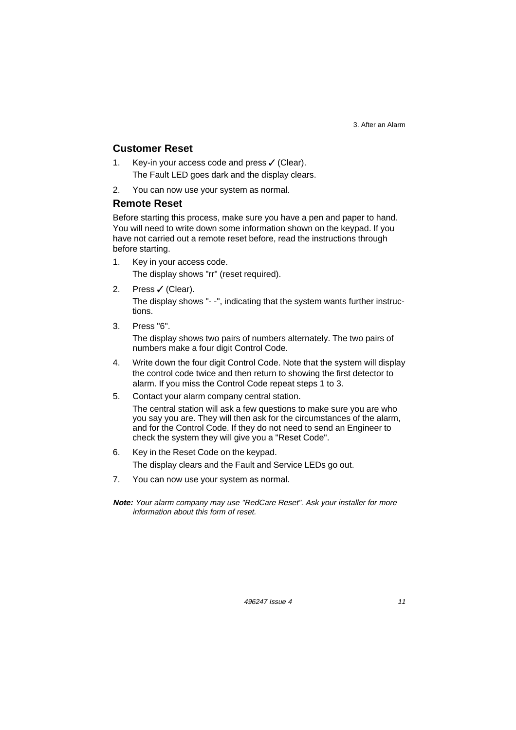## Customer Reset

1. Key-in your access code and press ✓ (Clear).

   The Fault LED goes dark and the display clears.

2. You can now use your system as normal.

## Remote Reset

Before starting this process, make sure you have a pen and paper to hand. You will need to write down some information shown on the keypad. If you have not carried out a remote reset before, read the instructions through before starting.

1. Key in your access code.

   The display shows "rr" (reset required).

2. Press ✓ (Clear).

   The display shows "- -", indicating that the system wants further instructions.

3. Press "6".

   The display shows two pairs of numbers alternately. The two pairs of numbers make a four digit Control Code.

4. Write down the four digit Control Code. Note that the system will display the control code twice and then return to showing the first detector to alarm. If you miss the Control Code repeat steps 1 to 3.

5. Contact your alarm company central station.

   The central station will ask a few questions to make sure you are who you say you are. They will then ask for the circumstances of the alarm, and for the Control Code. If they do not need to send an Engineer to check the system they will give you a "Reset Code".

6. Key in the Reset Code on the keypad.

   The display clears and the Fault and Service LEDs go out.

7. You can now use your system as normal.

***Note:*** *Your alarm company may use "RedCare Reset". Ask your installer for more information about this form of reset.*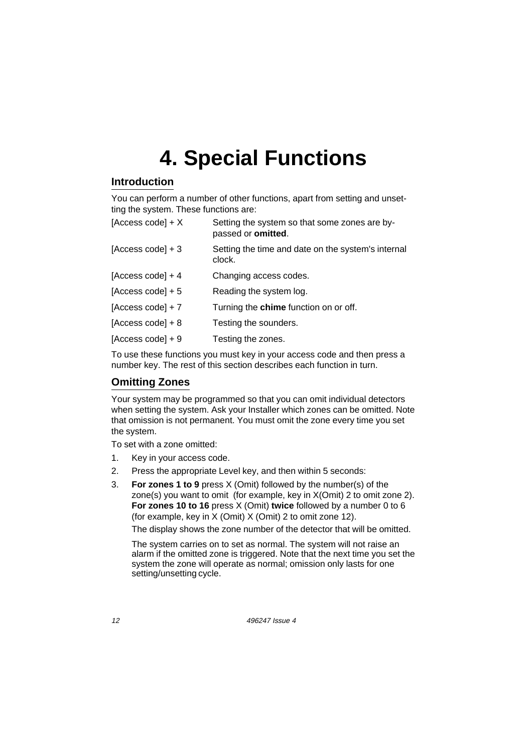# 4. Special Functions

## Introduction

You can perform a number of other functions, apart from setting and unsetting the system. These functions are:

| | |
|---|---|
| [Access code] + X | Setting the system so that some zones are bypassed or **omitted**. |
| [Access code] + 3 | Setting the time and date on the system's internal clock. |
| [Access code] + 4 | Changing access codes. |
| [Access code] + 5 | Reading the system log. |
| [Access code] + 7 | Turning the **chime** function on or off. |
| [Access code] + 8 | Testing the sounders. |
| [Access code] + 9 | Testing the zones. |

To use these functions you must key in your access code and then press a number key. The rest of this section describes each function in turn.

## Omitting Zones

Your system may be programmed so that you can omit individual detectors when setting the system. Ask your Installer which zones can be omitted. Note that omission is not permanent. You must omit the zone every time you set the system.

To set with a zone omitted:

1. Key in your access code.
2. Press the appropriate Level key, and then within 5 seconds:
3. **For zones 1 to 9** press X (Omit) followed by the number(s) of the zone(s) you want to omit (for example, key in X(Omit) 2 to omit zone 2). **For zones 10 to 16** press X (Omit) **twice** followed by a number 0 to 6 (for example, key in X (Omit) X (Omit) 2 to omit zone 12).

   The display shows the zone number of the detector that will be omitted.

   The system carries on to set as normal. The system will not raise an alarm if the omitted zone is triggered. Note that the next time you set the system the zone will operate as normal; omission only lasts for one setting/unsetting cycle.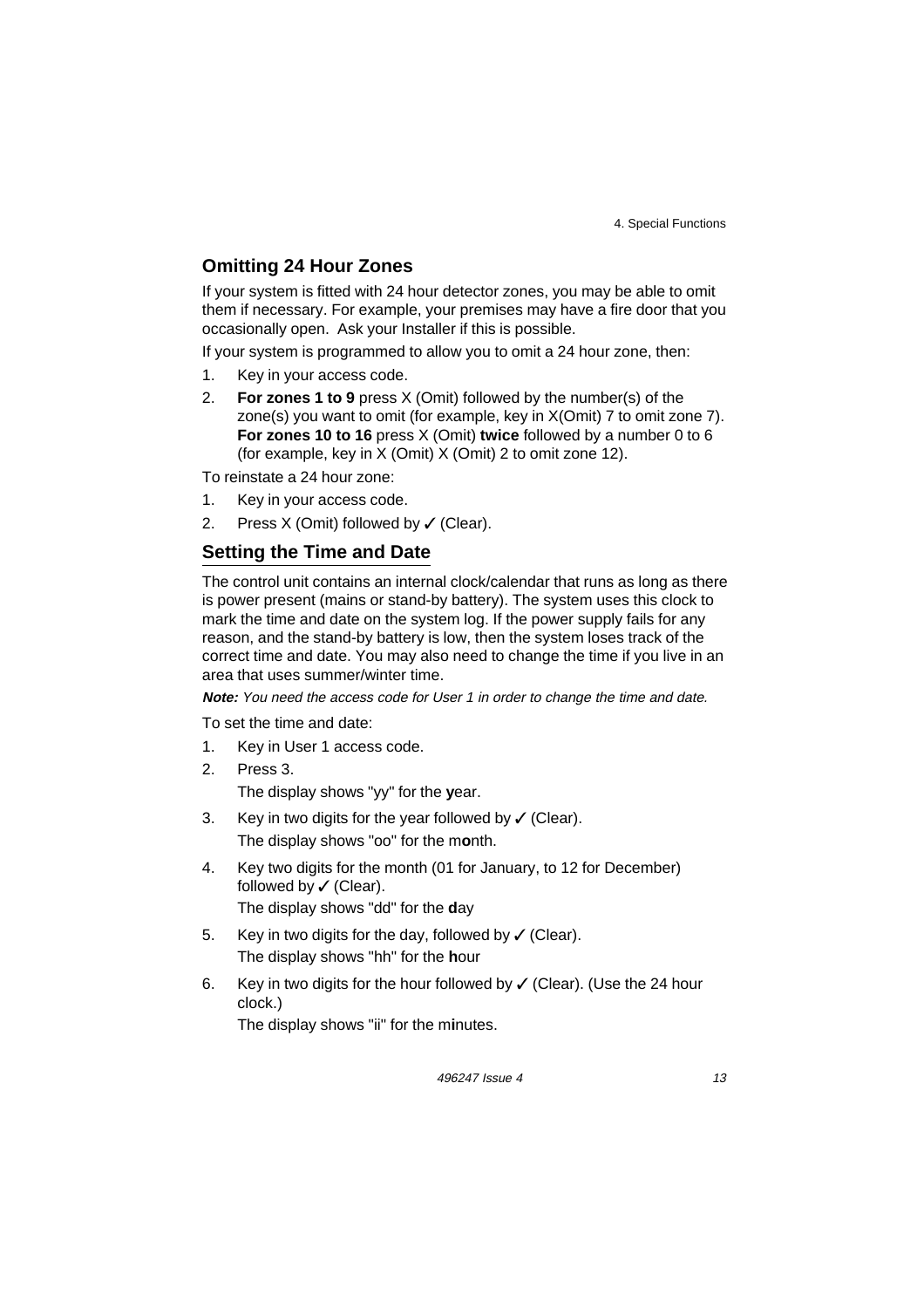## Omitting 24 Hour Zones

If your system is fitted with 24 hour detector zones, you may be able to omit them if necessary. For example, your premises may have a fire door that you occasionally open. Ask your Installer if this is possible.

If your system is programmed to allow you to omit a 24 hour zone, then:

1. Key in your access code.
2. **For zones 1 to 9** press X (Omit) followed by the number(s) of the zone(s) you want to omit (for example, key in X(Omit) 7 to omit zone 7). **For zones 10 to 16** press X (Omit) **twice** followed by a number 0 to 6 (for example, key in X (Omit) X (Omit) 2 to omit zone 12).

To reinstate a 24 hour zone:

1. Key in your access code.
2. Press X (Omit) followed by ✓ (Clear).

## Setting the Time and Date

The control unit contains an internal clock/calendar that runs as long as there is power present (mains or stand-by battery). The system uses this clock to mark the time and date on the system log. If the power supply fails for any reason, and the stand-by battery is low, then the system loses track of the correct time and date. You may also need to change the time if you live in an area that uses summer/winter time.

***Note:*** *You need the access code for User 1 in order to change the time and date.*

To set the time and date:

1. Key in User 1 access code.
2. Press 3.

   The display shows "yy" for the **y**ear.

3. Key in two digits for the year followed by ✓ (Clear).

   The display shows "oo" for the m**o**nth.

4. Key two digits for the month (01 for January, to 12 for December) followed by ✓ (Clear).

   The display shows "dd" for the **d**ay

5. Key in two digits for the day, followed by ✓ (Clear).

   The display shows "hh" for the **h**our

6. Key in two digits for the hour followed by ✓ (Clear). (Use the 24 hour clock.)

   The display shows "ii" for the m**i**nutes.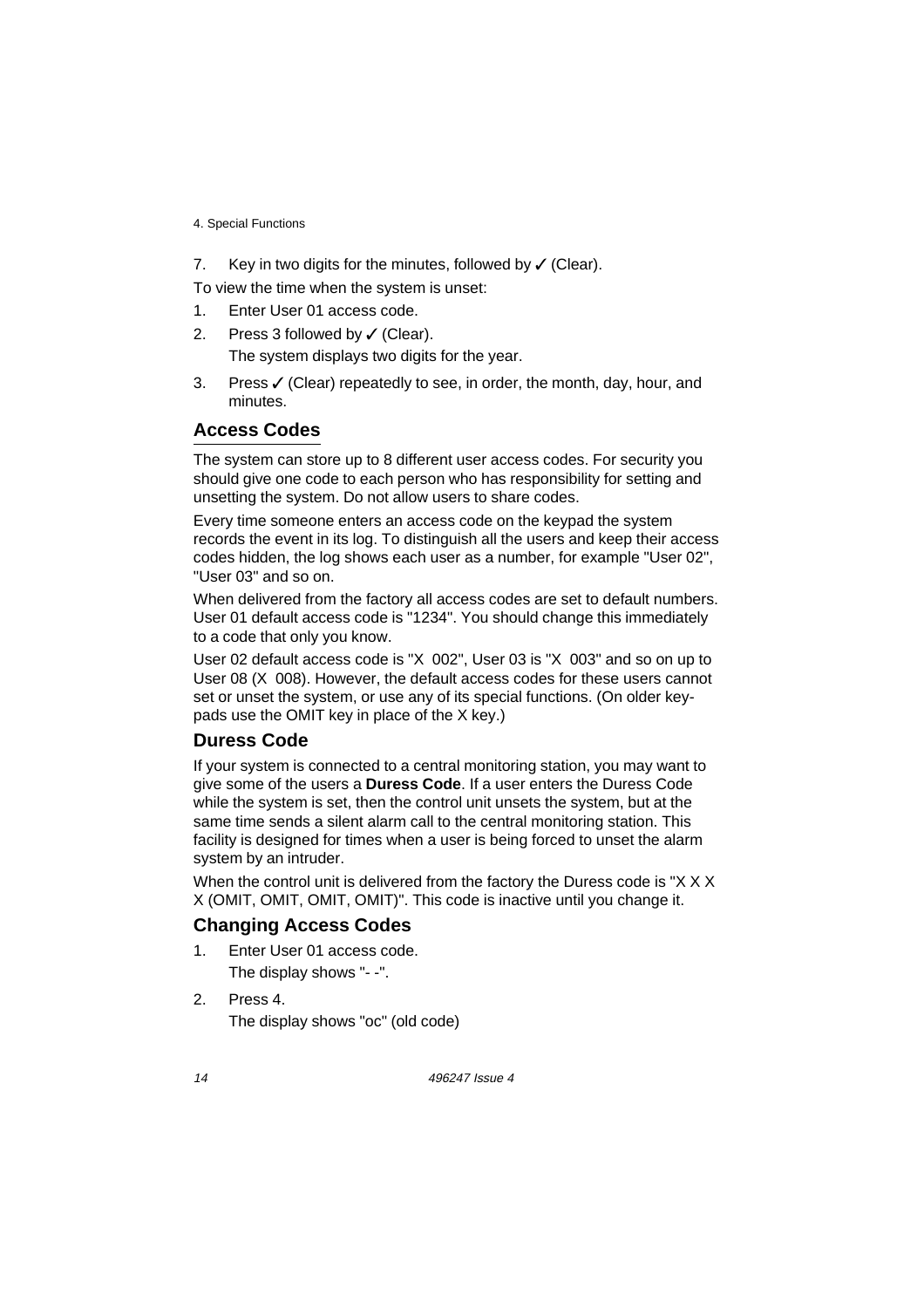7. Key in two digits for the minutes, followed by ✓ (Clear).

To view the time when the system is unset:

1. Enter User 01 access code.
2. Press 3 followed by ✓ (Clear).

   The system displays two digits for the year.

3. Press ✓ (Clear) repeatedly to see, in order, the month, day, hour, and minutes.

## Access Codes

The system can store up to 8 different user access codes. For security you should give one code to each person who has responsibility for setting and unsetting the system. Do not allow users to share codes.

Every time someone enters an access code on the keypad the system records the event in its log. To distinguish all the users and keep their access codes hidden, the log shows each user as a number, for example "User 02", "User 03" and so on.

When delivered from the factory all access codes are set to default numbers. User 01 default access code is "1234". You should change this immediately to a code that only you know.

User 02 default access code is "X 002", User 03 is "X 003" and so on up to User 08 (X 008). However, the default access codes for these users cannot set or unset the system, or use any of its special functions. (On older keypads use the OMIT key in place of the X key.)

### Duress Code

If your system is connected to a central monitoring station, you may want to give some of the users a **Duress Code**. If a user enters the Duress Code while the system is set, then the control unit unsets the system, but at the same time sends a silent alarm call to the central monitoring station. This facility is designed for times when a user is being forced to unset the alarm system by an intruder.

When the control unit is delivered from the factory the Duress code is "X X X X (OMIT, OMIT, OMIT, OMIT)". This code is inactive until you change it.

### Changing Access Codes

1. Enter User 01 access code.

   The display shows "- -".

2. Press 4.

   The display shows "oc" (old code)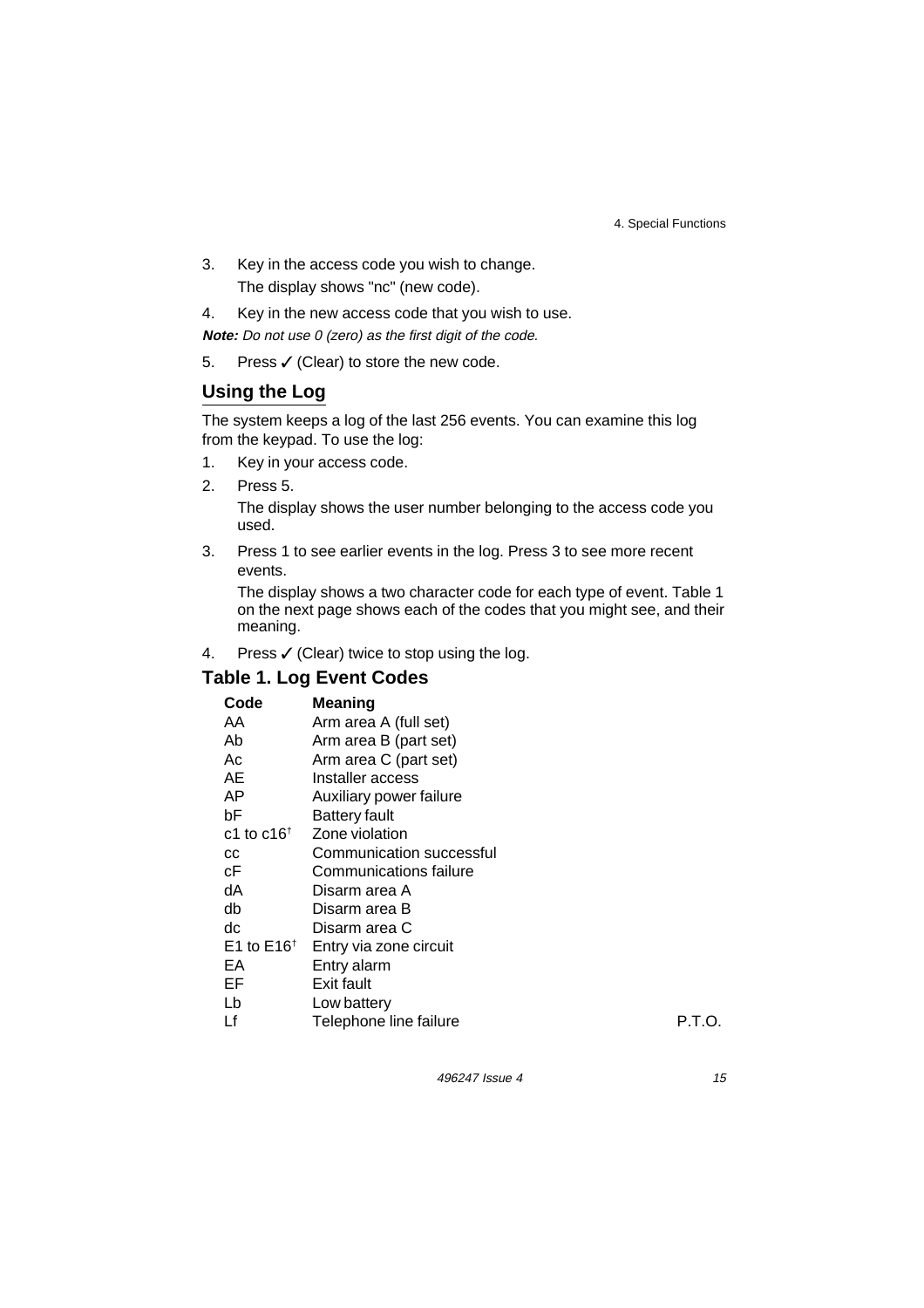3. Key in the access code you wish to change.

   The display shows "nc" (new code).

4. Key in the new access code that you wish to use.

***Note:*** *Do not use 0 (zero) as the first digit of the code.*

5. Press ✓ (Clear) to store the new code.

## Using the Log

The system keeps a log of the last 256 events. You can examine this log from the keypad. To use the log:

1. Key in your access code.
2. Press 5.

   The display shows the user number belonging to the access code you used.

3. Press 1 to see earlier events in the log. Press 3 to see more recent events.

   The display shows a two character code for each type of event. Table 1 on the next page shows each of the codes that you might see, and their meaning.

4. Press ✓ (Clear) twice to stop using the log.

### Table 1. Log Event Codes

| Code | Meaning |
|---|---|
| AA | Arm area A (full set) |
| Ab | Arm area B (part set) |
| Ac | Arm area C (part set) |
| AE | Installer access |
| AP | Auxiliary power failure |
| bF | Battery fault |
| c1 to c16† | Zone violation |
| cc | Communication successful |
| cF | Communications failure |
| dA | Disarm area A |
| db | Disarm area B |
| dc | Disarm area C |
| E1 to E16† | Entry via zone circuit |
| EA | Entry alarm |
| EF | Exit fault |
| Lb | Low battery |
| Lf | Telephone line failure |

P.T.O.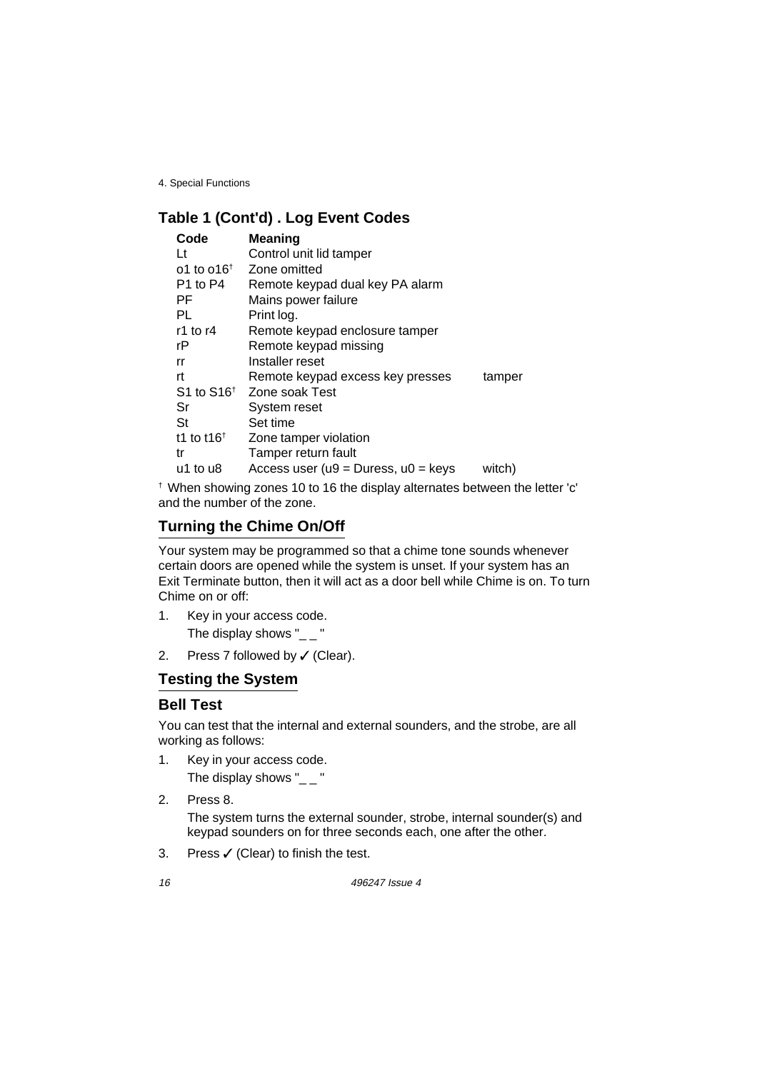## Table 1 (Cont'd) . Log Event Codes

| Code | Meaning | |
|---|---|---|
| Lt | Control unit lid tamper | |
| o1 to o16† | Zone omitted | |
| P1 to P4 | Remote keypad dual key PA alarm | |
| PF | Mains power failure | |
| PL | Print log. | |
| r1 to r4 | Remote keypad enclosure tamper | |
| rP | Remote keypad missing | |
| rr | Installer reset | |
| rt | Remote keypad excess key presses | tamper |
| S1 to S16† | Zone soak Test | |
| Sr | System reset | |
| St | Set time | |
| t1 to t16† | Zone tamper violation | |
| tr | Tamper return fault | |
| u1 to u8 | Access user (u9 = Duress, u0 = keys | witch) |

† When showing zones 10 to 16 the display alternates between the letter 'c' and the number of the zone.

## Turning the Chime On/Off

Your system may be programmed so that a chime tone sounds whenever certain doors are opened while the system is unset. If your system has an Exit Terminate button, then it will act as a door bell while Chime is on. To turn Chime on or off:

1. Key in your access code.
   The display shows "_ _ "
2. Press 7 followed by ✓ (Clear).

## Testing the System

### Bell Test

You can test that the internal and external sounders, and the strobe, are all working as follows:

1. Key in your access code.
   The display shows "_ _ "
2. Press 8.
   The system turns the external sounder, strobe, internal sounder(s) and keypad sounders on for three seconds each, one after the other.
3. Press ✓ (Clear) to finish the test.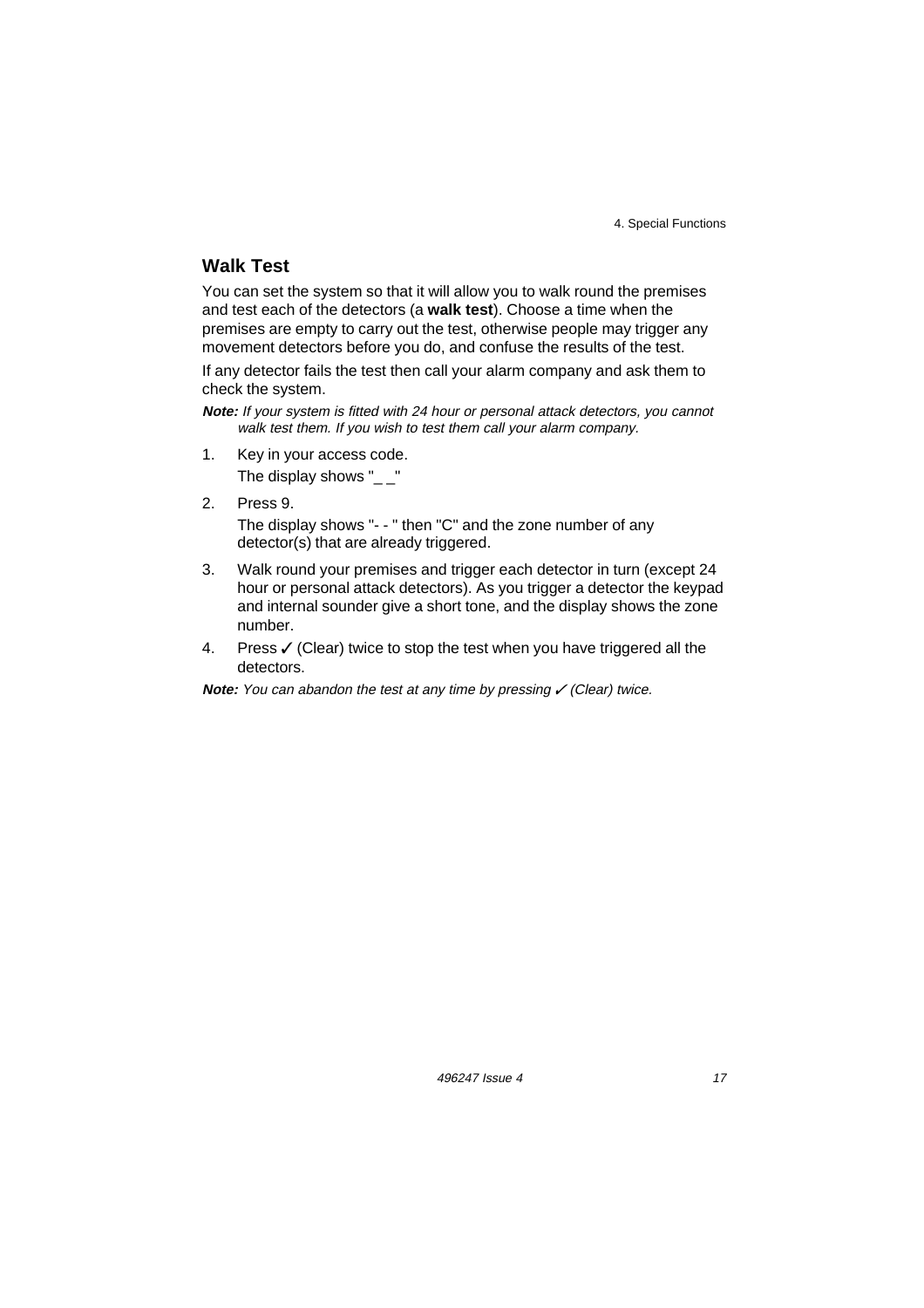## Walk Test

You can set the system so that it will allow you to walk round the premises and test each of the detectors (a **walk test**). Choose a time when the premises are empty to carry out the test, otherwise people may trigger any movement detectors before you do, and confuse the results of the test.

If any detector fails the test then call your alarm company and ask them to check the system.

***Note:*** *If your system is fitted with 24 hour or personal attack detectors, you cannot walk test them. If you wish to test them call your alarm company.*

1. Key in your access code.
   The display shows "_ _"
2. Press 9.
   The display shows "- - " then "C" and the zone number of any detector(s) that are already triggered.
3. Walk round your premises and trigger each detector in turn (except 24 hour or personal attack detectors). As you trigger a detector the keypad and internal sounder give a short tone, and the display shows the zone number.
4. Press ✓ (Clear) twice to stop the test when you have triggered all the detectors.

***Note:*** *You can abandon the test at any time by pressing ✓ (Clear) twice.*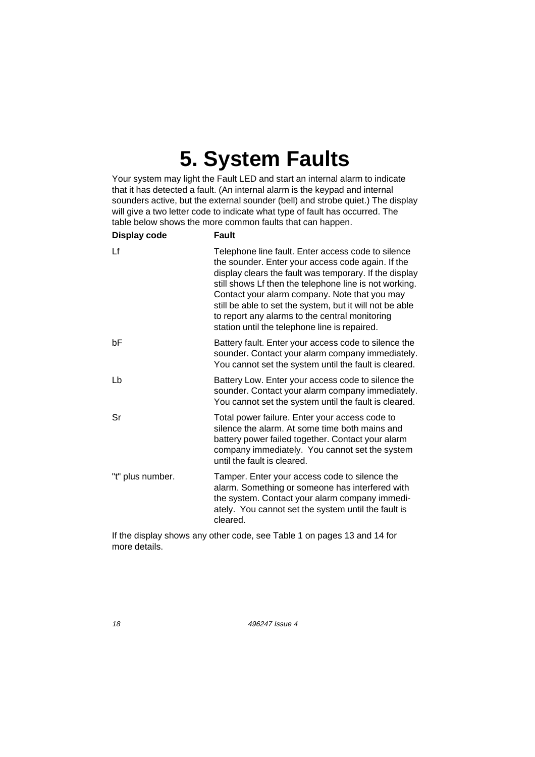# 5. System Faults

Your system may light the Fault LED and start an internal alarm to indicate that it has detected a fault. (An internal alarm is the keypad and internal sounders active, but the external sounder (bell) and strobe quiet.) The display will give a two letter code to indicate what type of fault has occurred. The table below shows the more common faults that can happen.

| Display code | Fault |
|---|---|
| Lf | Telephone line fault. Enter access code to silence the sounder. Enter your access code again. If the display clears the fault was temporary. If the display still shows Lf then the telephone line is not working. Contact your alarm company. Note that you may still be able to set the system, but it will not be able to report any alarms to the central monitoring station until the telephone line is repaired. |
| bF | Battery fault. Enter your access code to silence the sounder. Contact your alarm company immediately. You cannot set the system until the fault is cleared. |
| Lb | Battery Low. Enter your access code to silence the sounder. Contact your alarm company immediately. You cannot set the system until the fault is cleared. |
| Sr | Total power failure. Enter your access code to silence the alarm. At some time both mains and battery power failed together. Contact your alarm company immediately. You cannot set the system until the fault is cleared. |
| "t" plus number. | Tamper. Enter your access code to silence the alarm. Something or someone has interfered with the system. Contact your alarm company immediately. You cannot set the system until the fault is cleared. |

If the display shows any other code, see Table 1 on pages 13 and 14 for more details.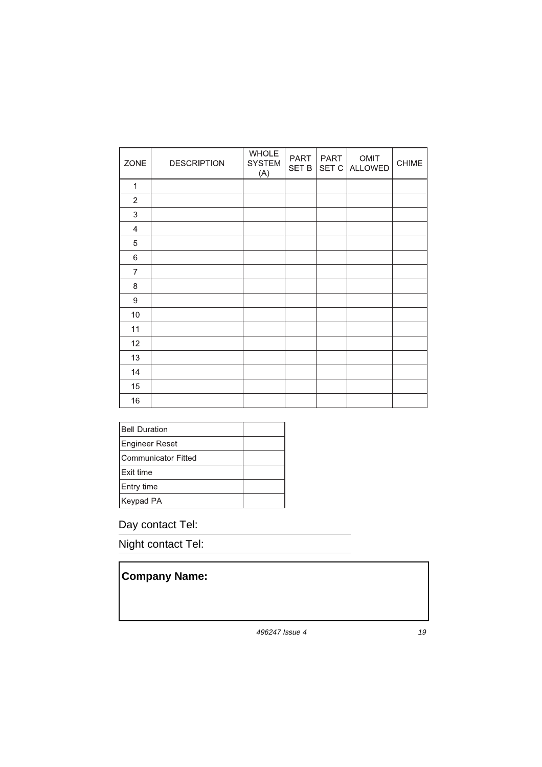| ZONE | DESCRIPTION | WHOLE SYSTEM (A) | PART SET B | PART SET C | OMIT ALLOWED | CHIME |
|---|---|---|---|---|---|---|
| 1 | | | | | | |
| 2 | | | | | | |
| 3 | | | | | | |
| 4 | | | | | | |
| 5 | | | | | | |
| 6 | | | | | | |
| 7 | | | | | | |
| 8 | | | | | | |
| 9 | | | | | | |
| 10 | | | | | | |
| 11 | | | | | | |
| 12 | | | | | | |
| 13 | | | | | | |
| 14 | | | | | | |
| 15 | | | | | | |
| 16 | | | | | | |

| | |
|---|---|
| Bell Duration | |
| Engineer Reset | |
| Communicator Fitted | |
| Exit time | |
| Entry time | |
| Keypad PA | |

Day contact Tel: \_\_\_\_\_\_\_\_\_\_\_\_\_\_\_\_\_\_\_\_

Night contact Tel: \_\_\_\_\_\_\_\_\_\_\_\_\_\_\_\_\_\_\_\_

**Company Name:**

496247 Issue 4